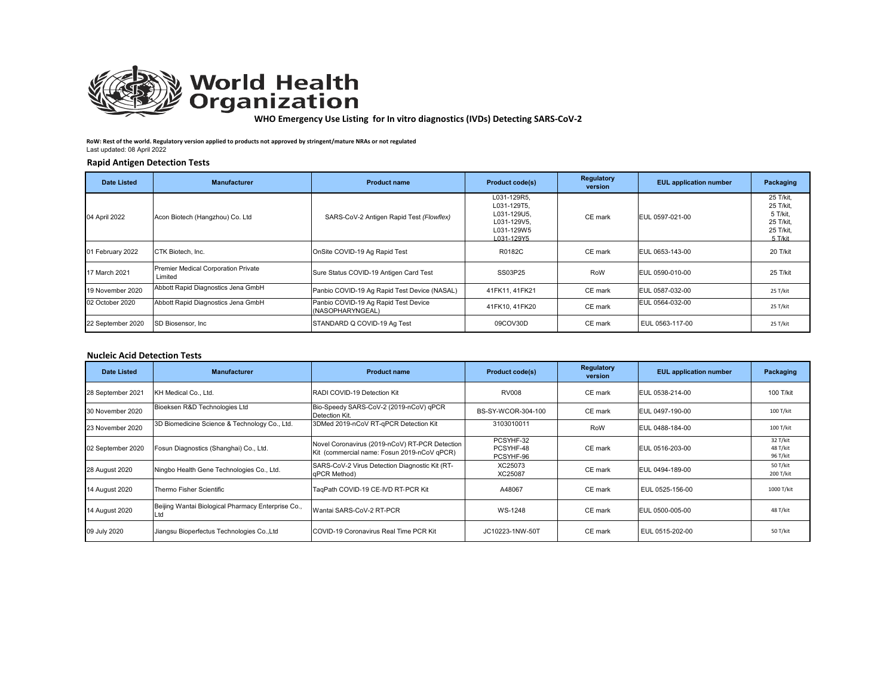# World Health Organization

**WHO Emergency Use Listing for In vitro diagnostics (IVDs) Detecting SARS-CoV-2**

**RoW: Rest of the world. Regulatory version applied to products not approved by stringent/mature NRAs or not regulated**
Last updated: 08 April 2022

## Rapid Antigen Detection Tests

| Date Listed | Manufacturer | Product name | Product code(s) | Regulatory version | EUL application number | Packaging |
|---|---|---|---|---|---|---|
| 04 April 2022 | Acon Biotech (Hangzhou) Co. Ltd | SARS-CoV-2 Antigen Rapid Test *(Flowflex)* | L031-129R5, L031-129T5, L031-129U5, L031-129V5, L031-129W5 L031-129Y5 | CE mark | EUL 0597-021-00 | 25 T/kit, 25 T/kit, 5 T/kit, 25 T/kit, 25 T/kit, 5 T/kit |
| 01 February 2022 | CTK Biotech, Inc. | OnSite COVID-19 Ag Rapid Test | R0182C | CE mark | EUL 0653-143-00 | 20 T/kit |
| 17 March 2021 | Premier Medical Corporation Private Limited | Sure Status COVID-19 Antigen Card Test | SS03P25 | RoW | EUL 0590-010-00 | 25 T/kit |
| 19 November 2020 | Abbott Rapid Diagnostics Jena GmbH | Panbio COVID-19 Ag Rapid Test Device (NASAL) | 41FK11, 41FK21 | CE mark | EUL 0587-032-00 | 25 T/kit |
| 02 October 2020 | Abbott Rapid Diagnostics Jena GmbH | Panbio COVID-19 Ag Rapid Test Device (NASOPHARYNGEAL) | 41FK10, 41FK20 | CE mark | EUL 0564-032-00 | 25 T/kit |
| 22 September 2020 | SD Biosensor, Inc | STANDARD Q COVID-19 Ag Test | 09COV30D | CE mark | EUL 0563-117-00 | 25 T/kit |

## Nucleic Acid Detection Tests

| Date Listed | Manufacturer | Product name | Product code(s) | Regulatory version | EUL application number | Packaging |
|---|---|---|---|---|---|---|
| 28 September 2021 | KH Medical Co., Ltd. | RADI COVID-19 Detection Kit | RV008 | CE mark | EUL 0538-214-00 | 100 T/kit |
| 30 November 2020 | Bioeksen R&D Technologies Ltd | Bio-Speedy SARS-CoV-2 (2019-nCoV) qPCR Detection Kit. | BS-SY-WCOR-304-100 | CE mark | EUL 0497-190-00 | 100 T/kit |
| 23 November 2020 | 3D Biomedicine Science & Technology Co., Ltd. | 3DMed 2019-nCoV RT-qPCR Detection Kit | 3103010011 | RoW | EUL 0488-184-00 | 100 T/kit |
| 02 September 2020 | Fosun Diagnostics (Shanghai) Co., Ltd. | Novel Coronavirus (2019-nCoV) RT-PCR Detection Kit (commercial name: Fosun 2019-nCoV qPCR) | PCSYHF-32 PCSYHF-48 PCSYHF-96 | CE mark | EUL 0516-203-00 | 32 T/kit 48 T/kit 96 T/kit |
| 28 August 2020 | Ningbo Health Gene Technologies Co., Ltd. | SARS-CoV-2 Virus Detection Diagnostic Kit (RT-qPCR Method) | XC25073 XC25087 | CE mark | EUL 0494-189-00 | 50 T/kit 200 T/kit |
| 14 August 2020 | Thermo Fisher Scientific | TaqPath COVID-19 CE-IVD RT-PCR Kit | A48067 | CE mark | EUL 0525-156-00 | 1000 T/kit |
| 14 August 2020 | Beijing Wantai Biological Pharmacy Enterprise Co., Ltd | Wantai SARS-CoV-2 RT-PCR | WS-1248 | CE mark | EUL 0500-005-00 | 48 T/kit |
| 09 July 2020 | Jiangsu Bioperfectus Technologies Co.,Ltd | COVID-19 Coronavirus Real Time PCR Kit | JC10223-1NW-50T | CE mark | EUL 0515-202-00 | 50 T/kit |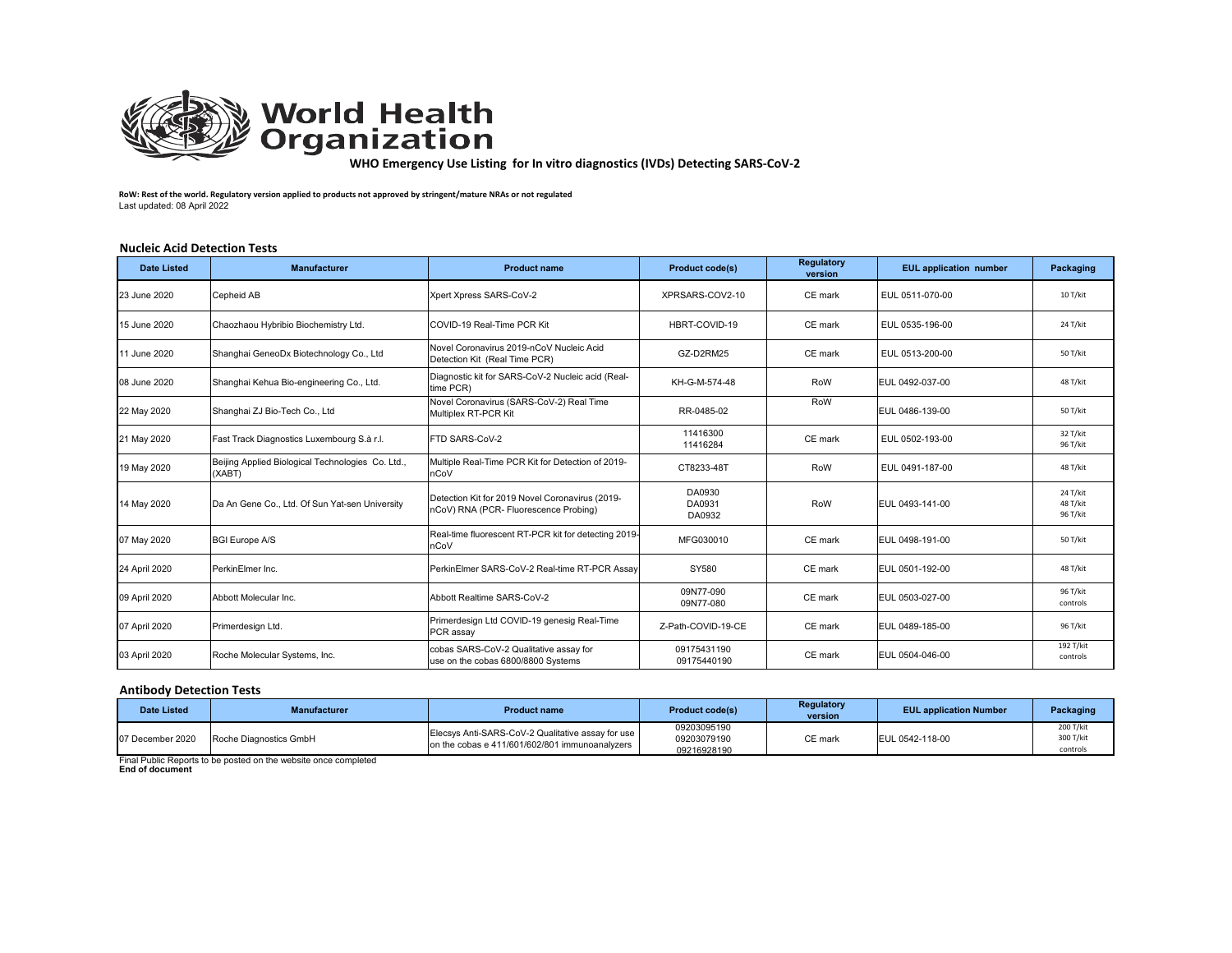# World Health Organization

**WHO Emergency Use Listing for In vitro diagnostics (IVDs) Detecting SARS-CoV-2**

**RoW: Rest of the world. Regulatory version applied to products not approved by stringent/mature NRAs or not regulated**
Last updated: 08 April 2022

## Nucleic Acid Detection Tests

| Date Listed | Manufacturer | Product name | Product code(s) | Regulatory version | EUL application number | Packaging |
|---|---|---|---|---|---|---|
| 23 June 2020 | Cepheid AB | Xpert Xpress SARS-CoV-2 | XPRSARS-COV2-10 | CE mark | EUL 0511-070-00 | 10 T/kit |
| 15 June 2020 | Chaozhaou Hybribio Biochemistry Ltd. | COVID-19 Real-Time PCR Kit | HBRT-COVID-19 | CE mark | EUL 0535-196-00 | 24 T/kit |
| 11 June 2020 | Shanghai GeneoDx Biotechnology Co., Ltd | Novel Coronavirus 2019-nCoV Nucleic Acid Detection Kit (Real Time PCR) | GZ-D2RM25 | CE mark | EUL 0513-200-00 | 50 T/kit |
| 08 June 2020 | Shanghai Kehua Bio-engineering Co., Ltd. | Diagnostic kit for SARS-CoV-2 Nucleic acid (Real-time PCR) | KH-G-M-574-48 | RoW | EUL 0492-037-00 | 48 T/kit |
| 22 May 2020 | Shanghai ZJ Bio-Tech Co., Ltd | Novel Coronavirus (SARS-CoV-2) Real Time Multiplex RT-PCR Kit | RR-0485-02 | RoW | EUL 0486-139-00 | 50 T/kit |
| 21 May 2020 | Fast Track Diagnostics Luxembourg S.à r.l. | FTD SARS-CoV-2 | 11416300<br>11416284 | CE mark | EUL 0502-193-00 | 32 T/kit<br>96 T/kit |
| 19 May 2020 | Beijing Applied Biological Technologies Co. Ltd., (XABT) | Multiple Real-Time PCR Kit for Detection of 2019-nCoV | CT8233-48T | RoW | EUL 0491-187-00 | 48 T/kit |
| 14 May 2020 | Da An Gene Co., Ltd. Of Sun Yat-sen University | Detection Kit for 2019 Novel Coronavirus (2019-nCoV) RNA (PCR- Fluorescence Probing) | DA0930<br>DA0931<br>DA0932 | RoW | EUL 0493-141-00 | 24 T/kit<br>48 T/kit<br>96 T/kit |
| 07 May 2020 | BGI Europe A/S | Real-time fluorescent RT-PCR kit for detecting 2019-nCoV | MFG030010 | CE mark | EUL 0498-191-00 | 50 T/kit |
| 24 April 2020 | PerkinElmer Inc. | PerkinElmer SARS-CoV-2 Real-time RT-PCR Assay | SY580 | CE mark | EUL 0501-192-00 | 48 T/kit |
| 09 April 2020 | Abbott Molecular Inc. | Abbott Realtime SARS-CoV-2 | 09N77-090<br>09N77-080 | CE mark | EUL 0503-027-00 | 96 T/kit<br>controls |
| 07 April 2020 | Primerdesign Ltd. | Primerdesign Ltd COVID-19 genesig Real-Time PCR assay | Z-Path-COVID-19-CE | CE mark | EUL 0489-185-00 | 96 T/kit |
| 03 April 2020 | Roche Molecular Systems, Inc. | cobas SARS-CoV-2 Qualitative assay for use on the cobas 6800/8800 Systems | 09175431190<br>09175440190 | CE mark | EUL 0504-046-00 | 192 T/kit<br>controls |

## Antibody Detection Tests

| Date Listed | Manufacturer | Product name | Product code(s) | Regulatory version | EUL application Number | Packaging |
|---|---|---|---|---|---|---|
| 07 December 2020 | Roche Diagnostics GmbH | Elecsys Anti-SARS-CoV-2 Qualitative assay for use on the cobas e 411/601/602/801 immunoanalyzers | 09203095190<br>09203079190<br>09216928190 | CE mark | EUL 0542-118-00 | 200 T/kit<br>300 T/kit<br>controls |

Final Public Reports to be posted on the website once completed

**End of document**